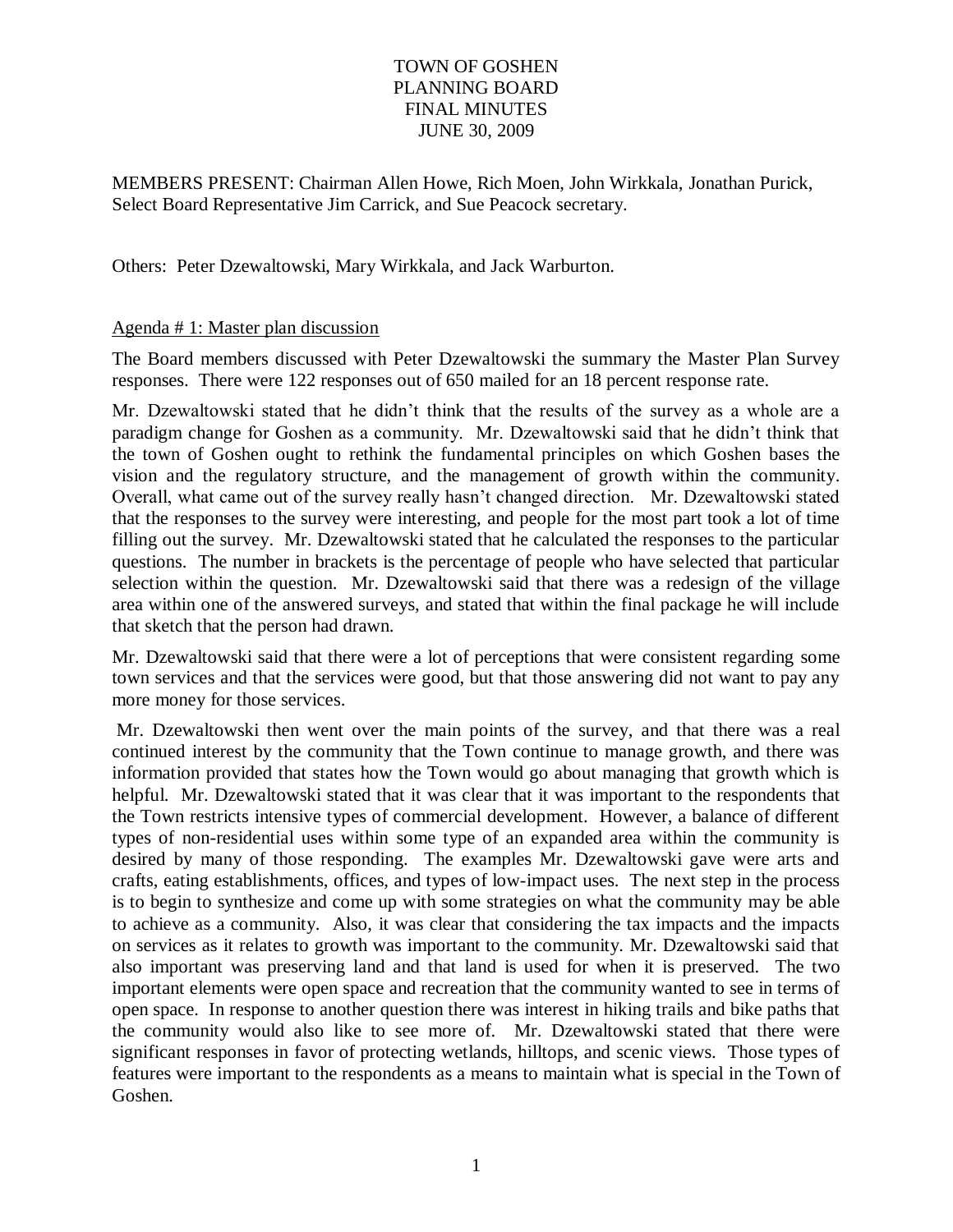# TOWN OF GOSHEN
## PLANNING BOARD
## FINAL MINUTES
## JUNE 30, 2009

MEMBERS PRESENT: Chairman Allen Howe, Rich Moen, John Wirkkala, Jonathan Purick, Select Board Representative Jim Carrick, and Sue Peacock secretary.

Others: Peter Dzewaltowski, Mary Wirkkala, and Jack Warburton.

<u>Agenda # 1: Master plan discussion</u>

The Board members discussed with Peter Dzewaltowski the summary the Master Plan Survey responses. There were 122 responses out of 650 mailed for an 18 percent response rate.

Mr. Dzewaltowski stated that he didn't think that the results of the survey as a whole are a paradigm change for Goshen as a community. Mr. Dzewaltowski said that he didn't think that the town of Goshen ought to rethink the fundamental principles on which Goshen bases the vision and the regulatory structure, and the management of growth within the community. Overall, what came out of the survey really hasn't changed direction. Mr. Dzewaltowski stated that the responses to the survey were interesting, and people for the most part took a lot of time filling out the survey. Mr. Dzewaltowski stated that he calculated the responses to the particular questions. The number in brackets is the percentage of people who have selected that particular selection within the question. Mr. Dzewaltowski said that there was a redesign of the village area within one of the answered surveys, and stated that within the final package he will include that sketch that the person had drawn.

Mr. Dzewaltowski said that there were a lot of perceptions that were consistent regarding some town services and that the services were good, but that those answering did not want to pay any more money for those services.

Mr. Dzewaltowski then went over the main points of the survey, and that there was a real continued interest by the community that the Town continue to manage growth, and there was information provided that states how the Town would go about managing that growth which is helpful. Mr. Dzewaltowski stated that it was clear that it was important to the respondents that the Town restricts intensive types of commercial development. However, a balance of different types of non-residential uses within some type of an expanded area within the community is desired by many of those responding. The examples Mr. Dzewaltowski gave were arts and crafts, eating establishments, offices, and types of low-impact uses. The next step in the process is to begin to synthesize and come up with some strategies on what the community may be able to achieve as a community. Also, it was clear that considering the tax impacts and the impacts on services as it relates to growth was important to the community. Mr. Dzewaltowski said that also important was preserving land and that land is used for when it is preserved. The two important elements were open space and recreation that the community wanted to see in terms of open space. In response to another question there was interest in hiking trails and bike paths that the community would also like to see more of. Mr. Dzewaltowski stated that there were significant responses in favor of protecting wetlands, hilltops, and scenic views. Those types of features were important to the respondents as a means to maintain what is special in the Town of Goshen.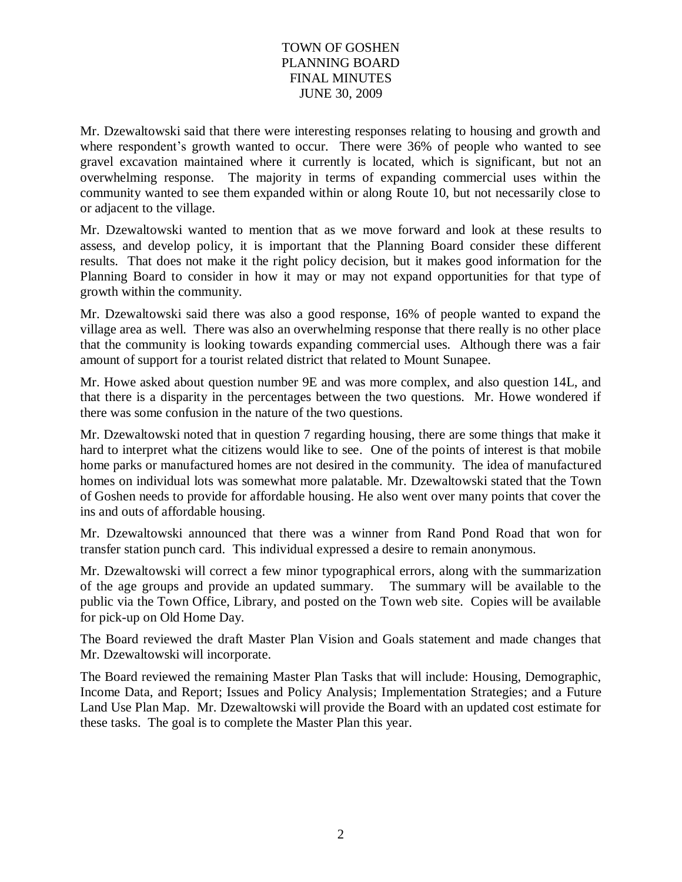Mr. Dzewaltowski said that there were interesting responses relating to housing and growth and where respondent's growth wanted to occur. There were 36% of people who wanted to see gravel excavation maintained where it currently is located, which is significant, but not an overwhelming response. The majority in terms of expanding commercial uses within the community wanted to see them expanded within or along Route 10, but not necessarily close to or adjacent to the village.

Mr. Dzewaltowski wanted to mention that as we move forward and look at these results to assess, and develop policy, it is important that the Planning Board consider these different results. That does not make it the right policy decision, but it makes good information for the Planning Board to consider in how it may or may not expand opportunities for that type of growth within the community.

Mr. Dzewaltowski said there was also a good response, 16% of people wanted to expand the village area as well. There was also an overwhelming response that there really is no other place that the community is looking towards expanding commercial uses. Although there was a fair amount of support for a tourist related district that related to Mount Sunapee.

Mr. Howe asked about question number 9E and was more complex, and also question 14L, and that there is a disparity in the percentages between the two questions. Mr. Howe wondered if there was some confusion in the nature of the two questions.

Mr. Dzewaltowski noted that in question 7 regarding housing, there are some things that make it hard to interpret what the citizens would like to see. One of the points of interest is that mobile home parks or manufactured homes are not desired in the community. The idea of manufactured homes on individual lots was somewhat more palatable. Mr. Dzewaltowski stated that the Town of Goshen needs to provide for affordable housing. He also went over many points that cover the ins and outs of affordable housing.

Mr. Dzewaltowski announced that there was a winner from Rand Pond Road that won for transfer station punch card. This individual expressed a desire to remain anonymous.

Mr. Dzewaltowski will correct a few minor typographical errors, along with the summarization of the age groups and provide an updated summary. The summary will be available to the public via the Town Office, Library, and posted on the Town web site. Copies will be available for pick-up on Old Home Day.

The Board reviewed the draft Master Plan Vision and Goals statement and made changes that Mr. Dzewaltowski will incorporate.

The Board reviewed the remaining Master Plan Tasks that will include: Housing, Demographic, Income Data, and Report; Issues and Policy Analysis; Implementation Strategies; and a Future Land Use Plan Map. Mr. Dzewaltowski will provide the Board with an updated cost estimate for these tasks. The goal is to complete the Master Plan this year.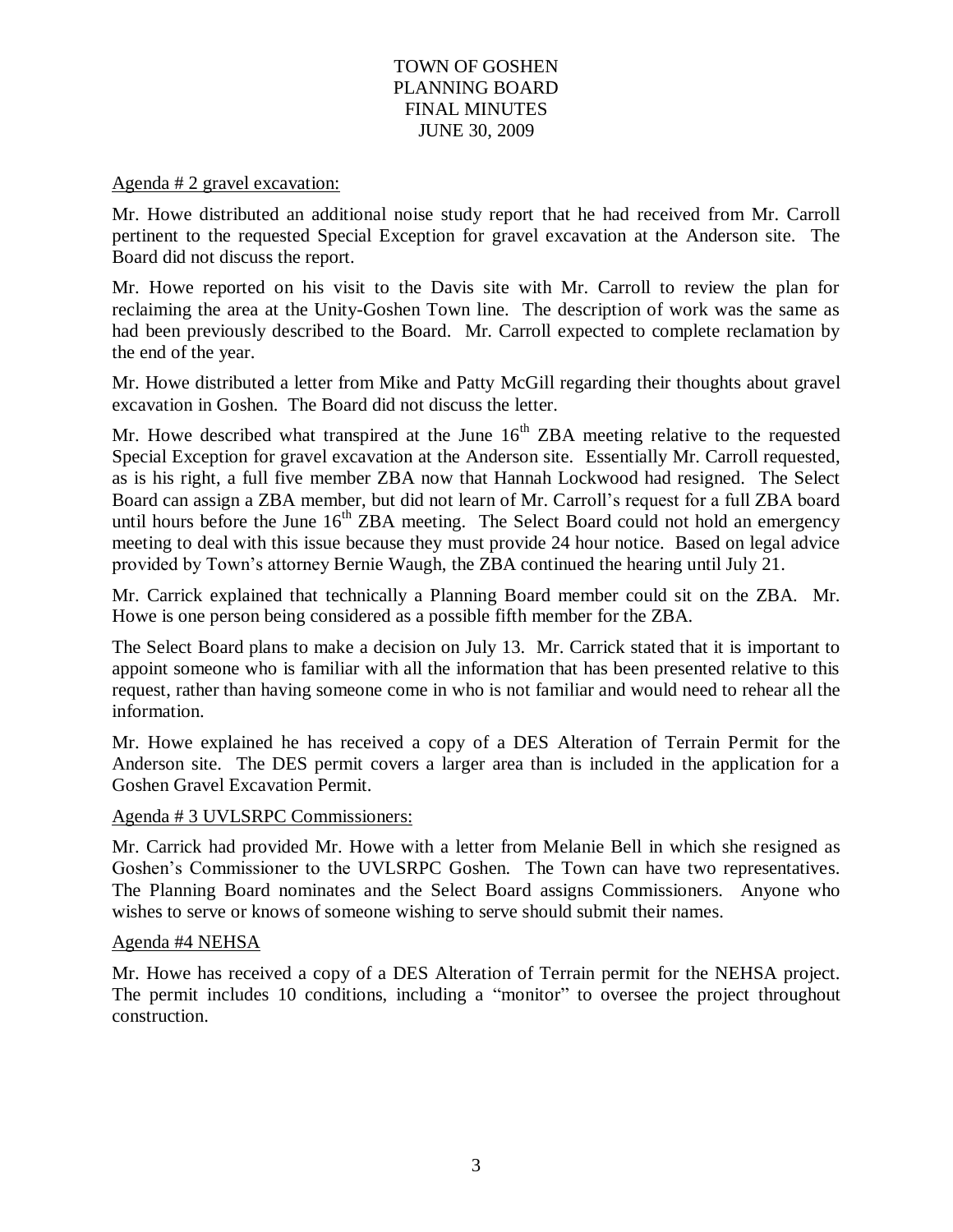# TOWN OF GOSHEN
# PLANNING BOARD
# FINAL MINUTES
# JUNE 30, 2009

Agenda # 2 gravel excavation:

Mr. Howe distributed an additional noise study report that he had received from Mr. Carroll pertinent to the requested Special Exception for gravel excavation at the Anderson site. The Board did not discuss the report.

Mr. Howe reported on his visit to the Davis site with Mr. Carroll to review the plan for reclaiming the area at the Unity-Goshen Town line. The description of work was the same as had been previously described to the Board. Mr. Carroll expected to complete reclamation by the end of the year.

Mr. Howe distributed a letter from Mike and Patty McGill regarding their thoughts about gravel excavation in Goshen. The Board did not discuss the letter.

Mr. Howe described what transpired at the June 16th ZBA meeting relative to the requested Special Exception for gravel excavation at the Anderson site. Essentially Mr. Carroll requested, as is his right, a full five member ZBA now that Hannah Lockwood had resigned. The Select Board can assign a ZBA member, but did not learn of Mr. Carroll's request for a full ZBA board until hours before the June 16th ZBA meeting. The Select Board could not hold an emergency meeting to deal with this issue because they must provide 24 hour notice. Based on legal advice provided by Town's attorney Bernie Waugh, the ZBA continued the hearing until July 21.

Mr. Carrick explained that technically a Planning Board member could sit on the ZBA. Mr. Howe is one person being considered as a possible fifth member for the ZBA.

The Select Board plans to make a decision on July 13. Mr. Carrick stated that it is important to appoint someone who is familiar with all the information that has been presented relative to this request, rather than having someone come in who is not familiar and would need to rehear all the information.

Mr. Howe explained he has received a copy of a DES Alteration of Terrain Permit for the Anderson site. The DES permit covers a larger area than is included in the application for a Goshen Gravel Excavation Permit.

Agenda # 3 UVLSRPC Commissioners:

Mr. Carrick had provided Mr. Howe with a letter from Melanie Bell in which she resigned as Goshen's Commissioner to the UVLSRPC Goshen. The Town can have two representatives. The Planning Board nominates and the Select Board assigns Commissioners. Anyone who wishes to serve or knows of someone wishing to serve should submit their names.

Agenda #4 NEHSA

Mr. Howe has received a copy of a DES Alteration of Terrain permit for the NEHSA project. The permit includes 10 conditions, including a "monitor" to oversee the project throughout construction.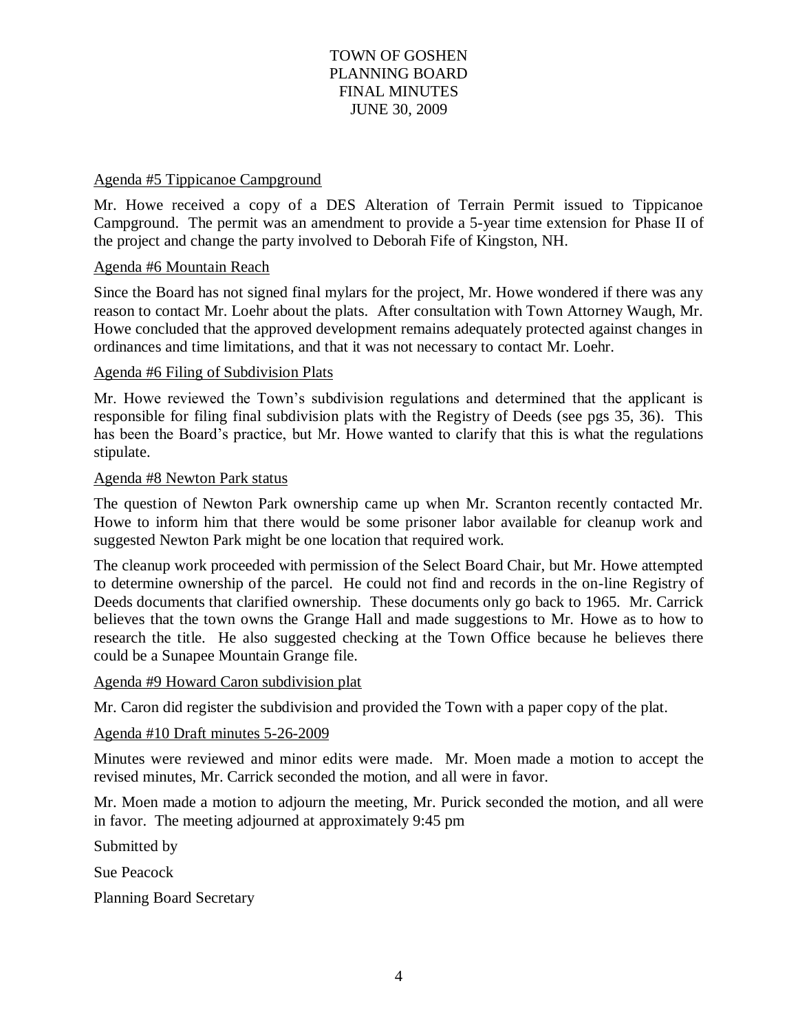TOWN OF GOSHEN
PLANNING BOARD
FINAL MINUTES
JUNE 30, 2009

Agenda #5 Tippicanoe Campground

Mr. Howe received a copy of a DES Alteration of Terrain Permit issued to Tippicanoe Campground. The permit was an amendment to provide a 5-year time extension for Phase II of the project and change the party involved to Deborah Fife of Kingston, NH.

Agenda #6 Mountain Reach

Since the Board has not signed final mylars for the project, Mr. Howe wondered if there was any reason to contact Mr. Loehr about the plats. After consultation with Town Attorney Waugh, Mr. Howe concluded that the approved development remains adequately protected against changes in ordinances and time limitations, and that it was not necessary to contact Mr. Loehr.

Agenda #6 Filing of Subdivision Plats

Mr. Howe reviewed the Town's subdivision regulations and determined that the applicant is responsible for filing final subdivision plats with the Registry of Deeds (see pgs 35, 36). This has been the Board's practice, but Mr. Howe wanted to clarify that this is what the regulations stipulate.

Agenda #8 Newton Park status

The question of Newton Park ownership came up when Mr. Scranton recently contacted Mr. Howe to inform him that there would be some prisoner labor available for cleanup work and suggested Newton Park might be one location that required work.

The cleanup work proceeded with permission of the Select Board Chair, but Mr. Howe attempted to determine ownership of the parcel. He could not find and records in the on-line Registry of Deeds documents that clarified ownership. These documents only go back to 1965. Mr. Carrick believes that the town owns the Grange Hall and made suggestions to Mr. Howe as to how to research the title. He also suggested checking at the Town Office because he believes there could be a Sunapee Mountain Grange file.

Agenda #9 Howard Caron subdivision plat

Mr. Caron did register the subdivision and provided the Town with a paper copy of the plat.

Agenda #10 Draft minutes 5-26-2009

Minutes were reviewed and minor edits were made. Mr. Moen made a motion to accept the revised minutes, Mr. Carrick seconded the motion, and all were in favor.

Mr. Moen made a motion to adjourn the meeting, Mr. Purick seconded the motion, and all were in favor. The meeting adjourned at approximately 9:45 pm

Submitted by

Sue Peacock

Planning Board Secretary